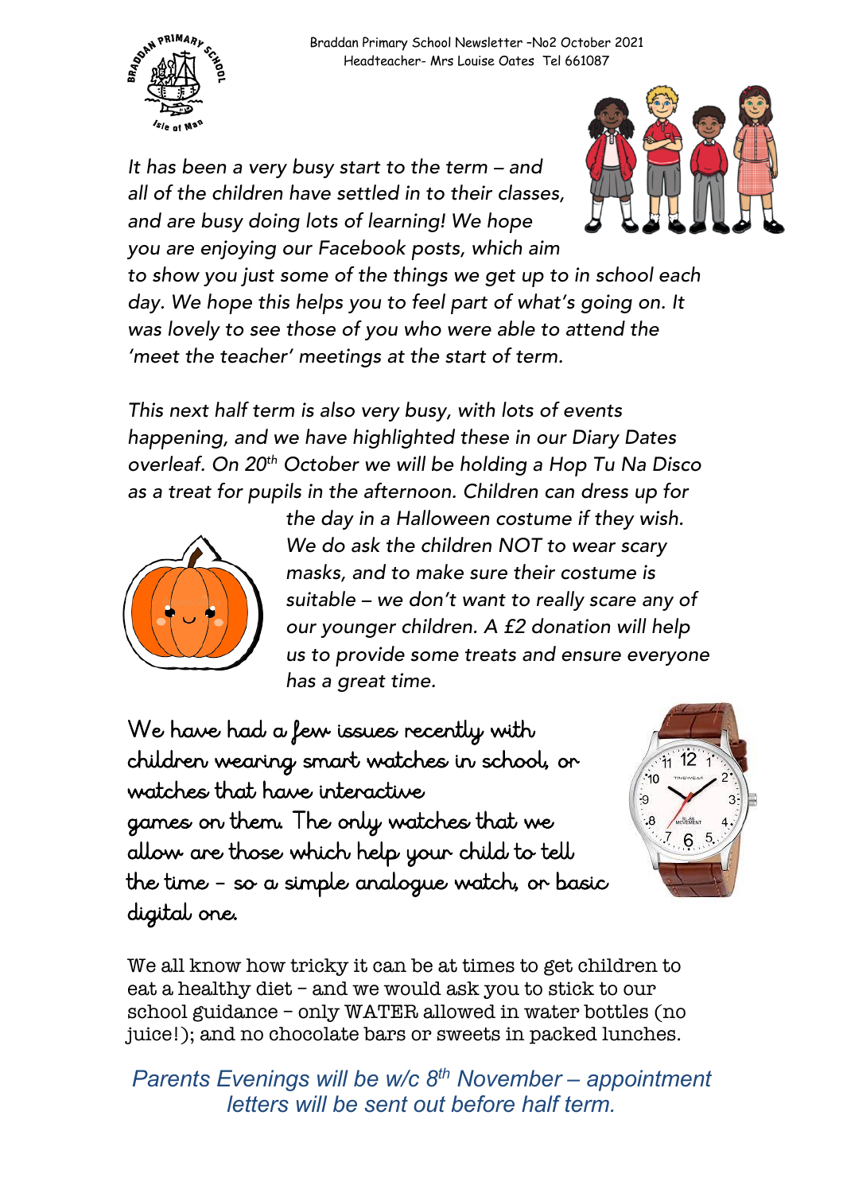Braddan Primary School Newsletter –No2 October 2021
Headteacher- Mrs Louise Oates Tel 661087

*It has been a very busy start to the term – and all of the children have settled in to their classes, and are busy doing lots of learning! We hope you are enjoying our Facebook posts, which aim to show you just some of the things we get up to in school each day. We hope this helps you to feel part of what's going on. It was lovely to see those of you who were able to attend the 'meet the teacher' meetings at the start of term.*

*This next half term is also very busy, with lots of events happening, and we have highlighted these in our Diary Dates overleaf. On 20th October we will be holding a Hop Tu Na Disco as a treat for pupils in the afternoon. Children can dress up for the day in a Halloween costume if they wish. We do ask the children NOT to wear scary masks, and to make sure their costume is suitable – we don't want to really scare any of our younger children. A £2 donation will help us to provide some treats and ensure everyone has a great time.*

We have had a few issues recently with children wearing smart watches in school, or watches that have interactive games on them. The only watches that we allow are those which help your child to tell the time – so a simple analogue watch, or basic digital one.

We all know how tricky it can be at times to get children to eat a healthy diet – and we would ask you to stick to our school guidance – only WATER allowed in water bottles (no juice!); and no chocolate bars or sweets in packed lunches.

*Parents Evenings will be w/c 8th November – appointment letters will be sent out before half term.*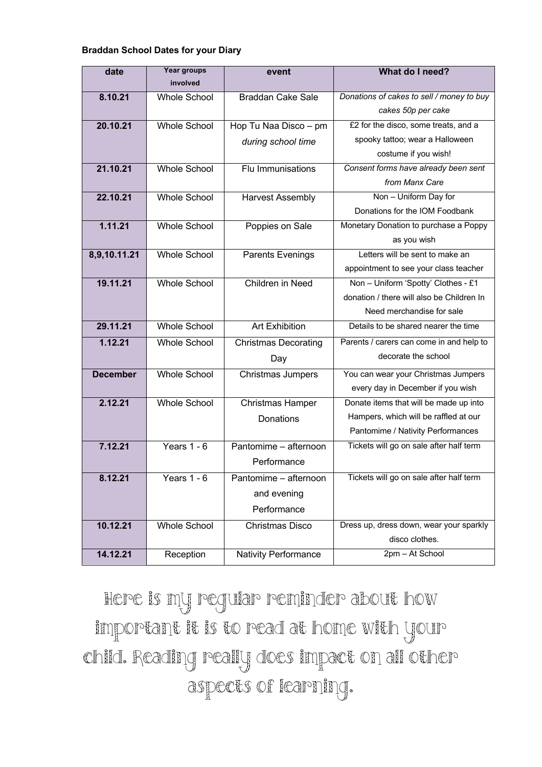**Braddan School Dates for your Diary**

| date | Year groups involved | event | What do I need? |
|---|---|---|---|
| **8.10.21** | Whole School | Braddan Cake Sale | *Donations of cakes to sell / money to buy cakes 50p per cake* |
| **20.10.21** | Whole School | Hop Tu Naa Disco – pm *during school time* | £2 for the disco, some treats, and a spooky tattoo; wear a Halloween costume if you wish! |
| **21.10.21** | Whole School | Flu Immunisations | *Consent forms have already been sent from Manx Care* |
| **22.10.21** | Whole School | Harvest Assembly | Non – Uniform Day for Donations for the IOM Foodbank |
| **1.11.21** | Whole School | Poppies on Sale | Monetary Donation to purchase a Poppy as you wish |
| **8,9,10.11.21** | Whole School | Parents Evenings | Letters will be sent to make an appointment to see your class teacher |
| **19.11.21** | Whole School | Children in Need | Non – Uniform 'Spotty' Clothes - £1 donation / there will also be Children In Need merchandise for sale |
| **29.11.21** | Whole School | Art Exhibition | Details to be shared nearer the time |
| **1.12.21** | Whole School | Christmas Decorating Day | Parents / carers can come in and help to decorate the school |
| **December** | Whole School | Christmas Jumpers | You can wear your Christmas Jumpers every day in December if you wish |
| **2.12.21** | Whole School | Christmas Hamper Donations | Donate items that will be made up into Hampers, which will be raffled at our Pantomime / Nativity Performances |
| **7.12.21** | Years 1 - 6 | Pantomime – afternoon Performance | Tickets will go on sale after half term |
| **8.12.21** | Years 1 - 6 | Pantomime – afternoon and evening Performance | Tickets will go on sale after half term |
| **10.12.21** | Whole School | Christmas Disco | Dress up, dress down, wear your sparkly disco clothes. |
| **14.12.21** | Reception | Nativity Performance | 2pm – At School |

Here is my regular reminder about how important it is to read at home with your child. Reading really does impact on all other aspects of learning.